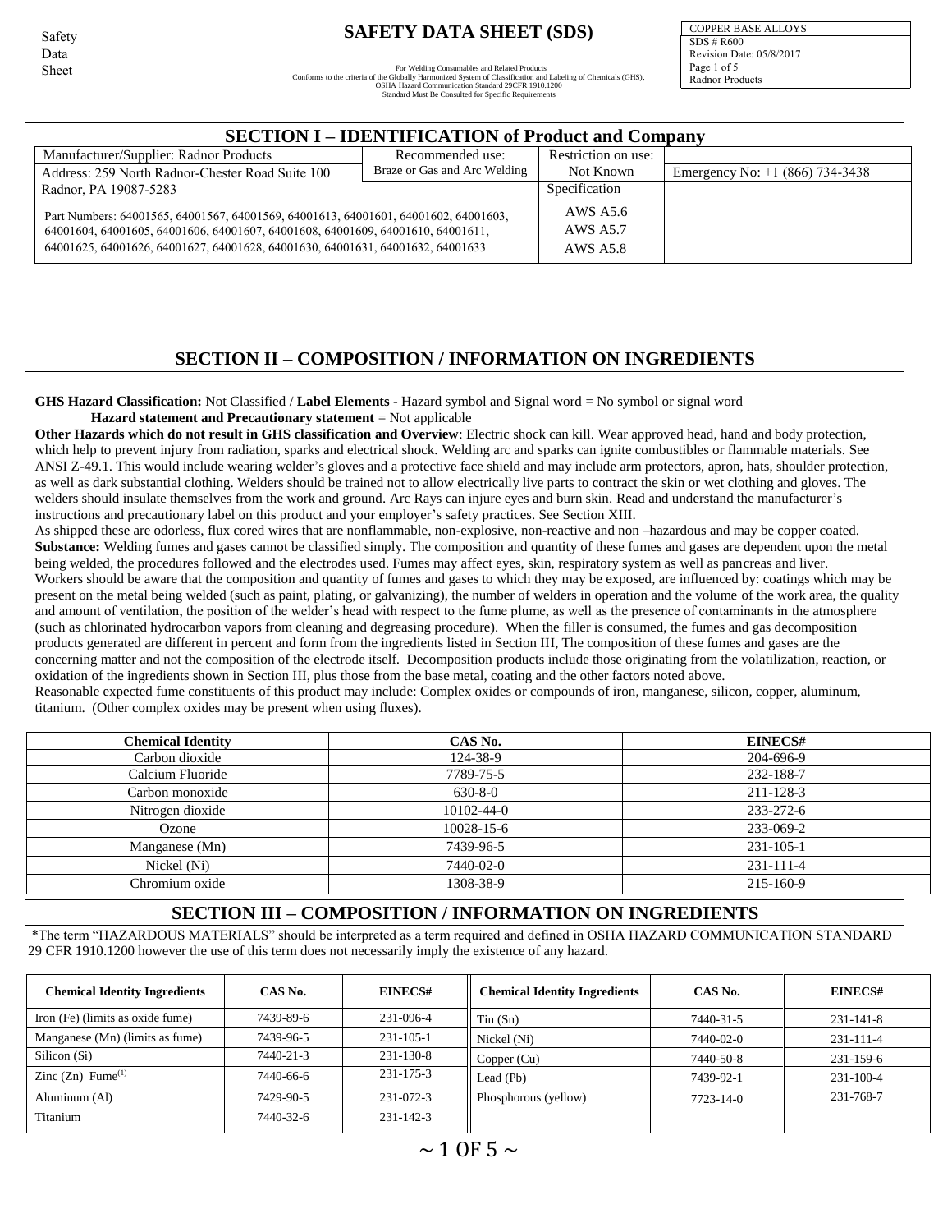Safety Data Sheet

# SAFETY DATA SHEET (SDS)

For Welding Consumables and Related Products
Conforms to the criteria of the Globally Harmonized System of Classification and Labeling of Chemicals (GHS), OSHA Hazard Communication Standard 29CFR 1910.1200
Standard Must Be Consulted for Specific Requirements

COPPER BASE ALLOYS
SDS # R600
Revision Date: 05/8/2017
Radnor Products

## SECTION I – IDENTIFICATION of Product and Company

| Manufacturer/Supplier: Radnor Products | Recommended use: | Restriction on use: | |
|---|---|---|---|
| Address: 259 North Radnor-Chester Road Suite 100 | Braze or Gas and Arc Welding | Not Known | Emergency No: +1 (866) 734-3438 |
| Radnor, PA 19087-5283 | | Specification | |
| Part Numbers: 64001565, 64001567, 64001569, 64001613, 64001601, 64001602, 64001603, 64001604, 64001605, 64001606, 64001607, 64001608, 64001609, 64001610, 64001611, 64001625, 64001626, 64001627, 64001628, 64001630, 64001631, 64001632, 64001633 | | AWS A5.6<br>AWS A5.7<br>AWS A5.8 | |

## SECTION II – COMPOSITION / INFORMATION ON INGREDIENTS

**GHS Hazard Classification:** Not Classified / **Label Elements** - Hazard symbol and Signal word = No symbol or signal word
**Hazard statement and Precautionary statement** = Not applicable

**Other Hazards which do not result in GHS classification and Overview**: Electric shock can kill. Wear approved head, hand and body protection, which help to prevent injury from radiation, sparks and electrical shock. Welding arc and sparks can ignite combustibles or flammable materials. See ANSI Z-49.1. This would include wearing welder's gloves and a protective face shield and may include arm protectors, apron, hats, shoulder protection, as well as dark substantial clothing. Welders should be trained not to allow electrically live parts to contract the skin or wet clothing and gloves. The welders should insulate themselves from the work and ground. Arc Rays can injure eyes and burn skin. Read and understand the manufacturer's instructions and precautionary label on this product and your employer's safety practices. See Section XIII.

As shipped these are odorless, flux cored wires that are nonflammable, non-explosive, non-reactive and non –hazardous and may be copper coated.

**Substance:** Welding fumes and gases cannot be classified simply. The composition and quantity of these fumes and gases are dependent upon the metal being welded, the procedures followed and the electrodes used. Fumes may affect eyes, skin, respiratory system as well as pancreas and liver. Workers should be aware that the composition and quantity of fumes and gases to which they may be exposed, are influenced by: coatings which may be present on the metal being welded (such as paint, plating, or galvanizing), the number of welders in operation and the volume of the work area, the quality and amount of ventilation, the position of the welder's head with respect to the fume plume, as well as the presence of contaminants in the atmosphere (such as chlorinated hydrocarbon vapors from cleaning and degreasing procedure). When the filler is consumed, the fumes and gas decomposition products generated are different in percent and form from the ingredients listed in Section III, The composition of these fumes and gases are the concerning matter and not the composition of the electrode itself. Decomposition products include those originating from the volatilization, reaction, or oxidation of the ingredients shown in Section III, plus those from the base metal, coating and the other factors noted above.

Reasonable expected fume constituents of this product may include: Complex oxides or compounds of iron, manganese, silicon, copper, aluminum, titanium. (Other complex oxides may be present when using fluxes).

| Chemical Identity | CAS No. | EINECS# |
|---|---|---|
| Carbon dioxide | 124-38-9 | 204-696-9 |
| Calcium Fluoride | 7789-75-5 | 232-188-7 |
| Carbon monoxide | 630-8-0 | 211-128-3 |
| Nitrogen dioxide | 10102-44-0 | 233-272-6 |
| Ozone | 10028-15-6 | 233-069-2 |
| Manganese (Mn) | 7439-96-5 | 231-105-1 |
| Nickel (Ni) | 7440-02-0 | 231-111-4 |
| Chromium oxide | 1308-38-9 | 215-160-9 |

## SECTION III – COMPOSITION / INFORMATION ON INGREDIENTS

*The term "HAZARDOUS MATERIALS" should be interpreted as a term required and defined in OSHA HAZARD COMMUNICATION STANDARD 29 CFR 1910.1200 however the use of this term does not necessarily imply the existence of any hazard.

| Chemical Identity Ingredients | CAS No. | EINECS# | Chemical Identity Ingredients | CAS No. | EINECS# |
|---|---|---|---|---|---|
| Iron (Fe) (limits as oxide fume) | 7439-89-6 | 231-096-4 | Tin (Sn) | 7440-31-5 | 231-141-8 |
| Manganese (Mn) (limits as fume) | 7439-96-5 | 231-105-1 | Nickel (Ni) | 7440-02-0 | 231-111-4 |
| Silicon (Si) | 7440-21-3 | 231-130-8 | Copper (Cu) | 7440-50-8 | 231-159-6 |
| Zinc (Zn) Fume[1] | 7440-66-6 | 231-175-3 | Lead (Pb) | 7439-92-1 | 231-100-4 |
| Aluminum (Al) | 7429-90-5 | 231-072-3 | Phosphorous (yellow) | 7723-14-0 | 231-768-7 |
| Titanium | 7440-32-6 | 231-142-3 | | | |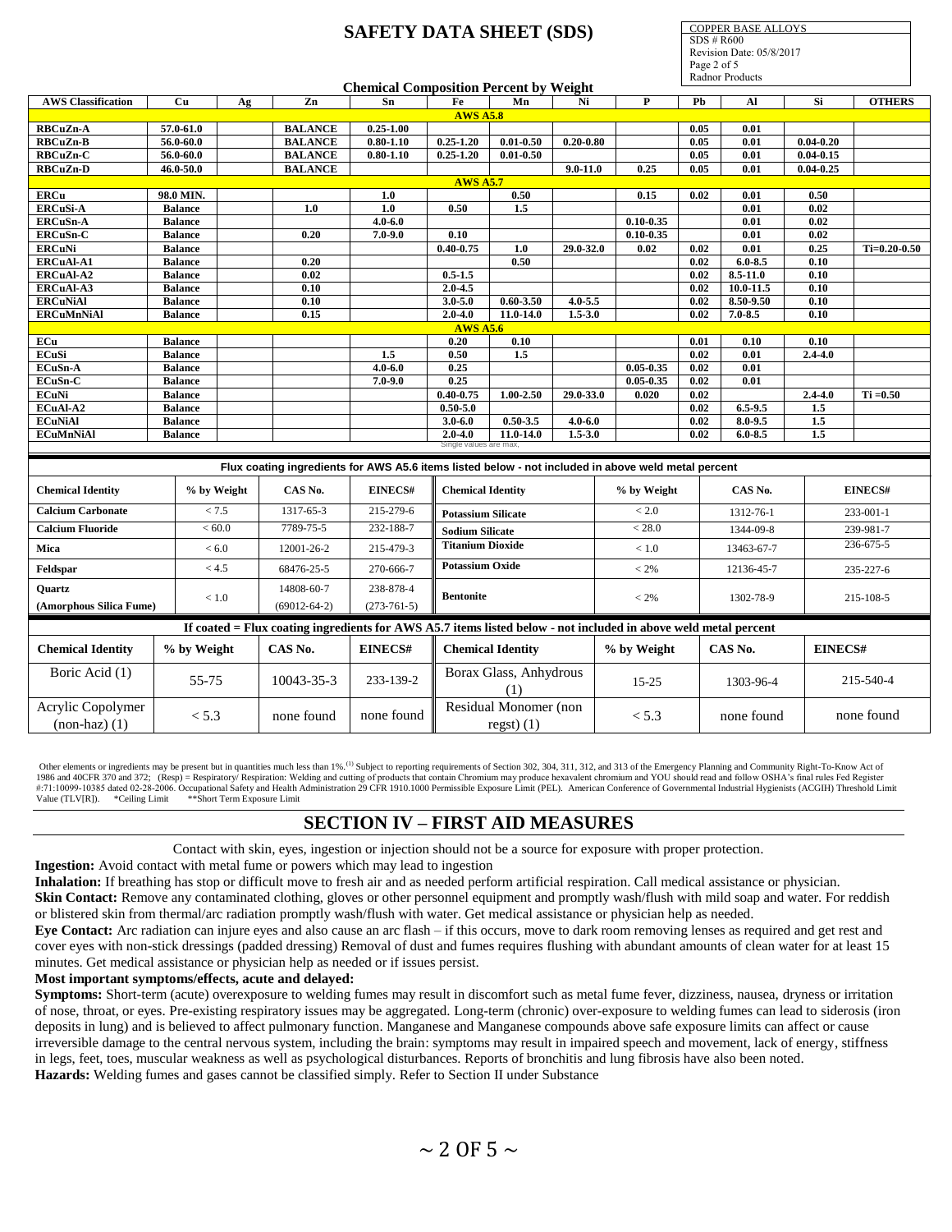**Chemical Composition Percent by Weight**

| AWS Classification | Cu | Ag | Zn | Sn | Fe | Mn | Ni | P | Pb | Al | Si | OTHERS |
|---|---|---|---|---|---|---|---|---|---|---|---|---|
| **AWS A5.8** | | | | | | | | | | | | |
| RBCuZn-A | 57.0-61.0 | | BALANCE | 0.25-1.00 | | | | | 0.05 | 0.01 | | |
| RBCuZn-B | 56.0-60.0 | | BALANCE | 0.80-1.10 | 0.25-1.20 | 0.01-0.50 | 0.20-0.80 | | 0.05 | 0.01 | 0.04-0.20 | |
| RBCuZn-C | 56.0-60.0 | | BALANCE | 0.80-1.10 | 0.25-1.20 | 0.01-0.50 | | | 0.05 | 0.01 | 0.04-0.15 | |
| RBCuZn-D | 46.0-50.0 | | BALANCE | | | | 9.0-11.0 | 0.25 | 0.05 | 0.01 | 0.04-0.25 | |
| **AWS A5.7** | | | | | | | | | | | | |
| ERCu | 98.0 MIN. | | | 1.0 | | 0.50 | | 0.15 | 0.02 | 0.01 | 0.50 | |
| ERCuSi-A | Balance | | 1.0 | 1.0 | 0.50 | 1.5 | | | | 0.01 | 0.02 | |
| ERCuSn-A | Balance | | | 4.0-6.0 | | | | 0.10-0.35 | | 0.01 | 0.02 | |
| ERCuSn-C | Balance | | 0.20 | 7.0-9.0 | 0.10 | | | 0.10-0.35 | | 0.01 | 0.02 | |
| ERCuNi | Balance | | | | 0.40-0.75 | 1.0 | 29.0-32.0 | 0.02 | 0.02 | 0.01 | 0.25 | Ti=0.20-0.50 |
| ERCuAl-A1 | Balance | | 0.20 | | | 0.50 | | | 0.02 | 6.0-8.5 | 0.10 | |
| ERCuAl-A2 | Balance | | 0.02 | | 0.5-1.5 | | | | 0.02 | 8.5-11.0 | 0.10 | |
| ERCuAl-A3 | Balance | | 0.10 | | 2.0-4.5 | | | | 0.02 | 10.0-11.5 | 0.10 | |
| ERCuNiAl | Balance | | 0.10 | | 3.0-5.0 | 0.60-3.50 | 4.0-5.5 | | 0.02 | 8.50-9.50 | 0.10 | |
| ERCuMnNiAl | Balance | | 0.15 | | 2.0-4.0 | 11.0-14.0 | 1.5-3.0 | | 0.02 | 7.0-8.5 | 0.10 | |
| **AWS A5.6** | | | | | | | | | | | | |
| ECu | Balance | | | | 0.20 | 0.10 | | | 0.01 | 0.10 | 0.10 | |
| ECuSi | Balance | | | 1.5 | 0.50 | 1.5 | | | 0.02 | 0.01 | 2.4-4.0 | |
| ECuSn-A | Balance | | | 4.0-6.0 | 0.25 | | | 0.05-0.35 | 0.02 | 0.01 | | |
| ECuSn-C | Balance | | | 7.0-9.0 | 0.25 | | | 0.05-0.35 | 0.02 | 0.01 | | |
| ECuNi | Balance | | | | 0.40-0.75 | 1.00-2.50 | 29.0-33.0 | 0.020 | 0.02 | | 2.4-4.0 | Ti =0.50 |
| ECuAl-A2 | Balance | | | | 0.50-5.0 | | | | 0.02 | 6.5-9.5 | 1.5 | |
| ECuNiAl | Balance | | | | 3.0-6.0 | 0.50-3.5 | 4.0-6.0 | | 0.02 | 8.0-9.5 | 1.5 | |
| ECuMnNiAl | Balance | | | | 2.0-4.0 | 11.0-14.0 | 1.5-3.0 | | 0.02 | 6.0-8.5 | 1.5 | |

Single values are max.

**Flux coating ingredients for AWS A5.6 items listed below - not included in above weld metal percent**

| Chemical Identity | % by Weight | CAS No. | EINECS# | Chemical Identity | % by Weight | CAS No. | EINECS# |
|---|---|---|---|---|---|---|---|
| **Calcium Carbonate** | < 7.5 | 1317-65-3 | 215-279-6 | **Potassium Silicate** | < 2.0 | 1312-76-1 | 233-001-1 |
| **Calcium Fluoride** | < 60.0 | 7789-75-5 | 232-188-7 | **Sodium Silicate** | < 28.0 | 1344-09-8 | 239-981-7 |
| **Mica** | < 6.0 | 12001-26-2 | 215-479-3 | **Titanium Dioxide** | < 1.0 | 13463-67-7 | 236-675-5 |
| **Feldspar** | < 4.5 | 68476-25-5 | 270-666-7 | **Potassium Oxide** | < 2% | 12136-45-7 | 235-227-6 |
| **Quartz (Amorphous Silica Fume)** | < 1.0 | 14808-60-7 (69012-64-2) | 238-878-4 (273-761-5) | **Bentonite** | < 2% | 1302-78-9 | 215-108-5 |

**If coated = Flux coating ingredients for AWS A5.7 items listed below - not included in above weld metal percent**

| Chemical Identity | % by Weight | CAS No. | EINECS# | Chemical Identity | % by Weight | CAS No. | EINECS# |
|---|---|---|---|---|---|---|---|
| Boric Acid (1) | 55-75 | 10043-35-3 | 233-139-2 | Borax Glass, Anhydrous (1) | 15-25 | 1303-96-4 | 215-540-4 |
| Acrylic Copolymer (non-haz) (1) | < 5.3 | none found | none found | Residual Monomer (non regst) (1) | < 5.3 | none found | none found |

Other elements or ingredients may be present but in quantities much less than 1%.(1) Subject to reporting requirements of Section 302, 304, 311, 312, and 313 of the Emergency Planning and Community Right-To-Know Act of 1986 and 40CFR 370 and 372; (Resp) = Respiratory/ Respiration: Welding and cutting of products that contain Chromium may produce hexavalent chromium and YOU should read and follow OSHA's final rules Fed Register #:71:10099-10385 dated 02-28-2006. Occupational Safety and Health Administration 29 CFR 1910.1000 Permissible Exposure Limit (PEL). American Conference of Governmental Industrial Hygienists (ACGIH) Threshold Limit Value (TLV[R]). *Ceiling Limit **Short Term Exposure Limit

## SECTION IV – FIRST AID MEASURES

Contact with skin, eyes, ingestion or injection should not be a source for exposure with proper protection.

**Ingestion:** Avoid contact with metal fume or powers which may lead to ingestion

**Inhalation:** If breathing has stop or difficult move to fresh air and as needed perform artificial respiration. Call medical assistance or physician.

**Skin Contact:** Remove any contaminated clothing, gloves or other personnel equipment and promptly wash/flush with mild soap and water. For reddish or blistered skin from thermal/arc radiation promptly wash/flush with water. Get medical assistance or physician help as needed.

**Eye Contact:** Arc radiation can injure eyes and also cause an arc flash – if this occurs, move to dark room removing lenses as required and get rest and cover eyes with non-stick dressings (padded dressing) Removal of dust and fumes requires flushing with abundant amounts of clean water for at least 15 minutes. Get medical assistance or physician help as needed or if issues persist.

**Most important symptoms/effects, acute and delayed:**

**Symptoms:** Short-term (acute) overexposure to welding fumes may result in discomfort such as metal fume fever, dizziness, nausea, dryness or irritation of nose, throat, or eyes. Pre-existing respiratory issues may be aggregated. Long-term (chronic) over-exposure to welding fumes can lead to siderosis (iron deposits in lung) and is believed to affect pulmonary function. Manganese and Manganese compounds above safe exposure limits can affect or cause irreversible damage to the central nervous system, including the brain: symptoms may result in impaired speech and movement, lack of energy, stiffness in legs, feet, toes, muscular weakness as well as psychological disturbances. Reports of bronchitis and lung fibrosis have also been noted.

**Hazards:** Welding fumes and gases cannot be classified simply. Refer to Section II under Substance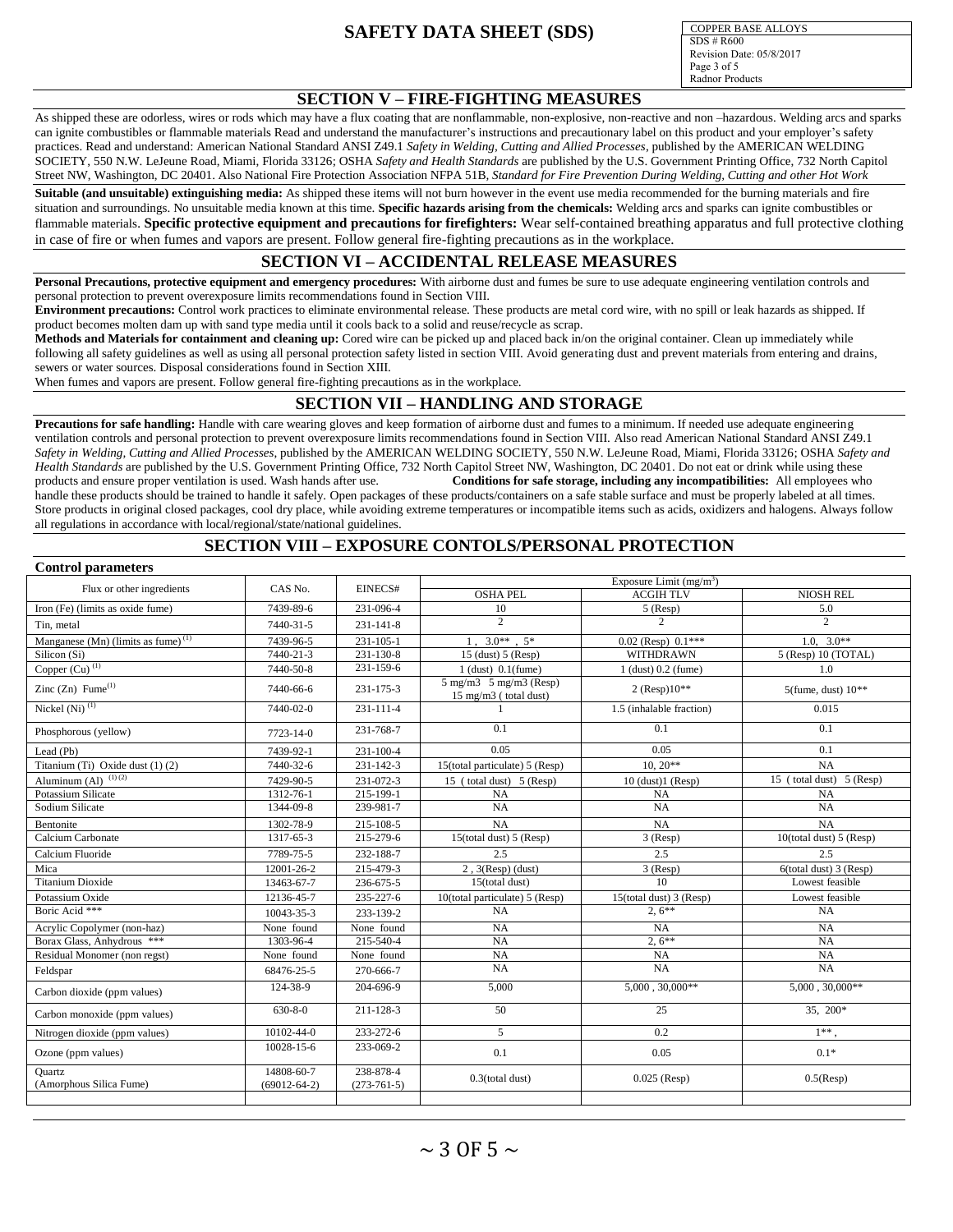## SECTION V – FIRE-FIGHTING MEASURES

As shipped these are odorless, wires or rods which may have a flux coating that are nonflammable, non-explosive, non-reactive and non –hazardous. Welding arcs and sparks can ignite combustibles or flammable materials Read and understand the manufacturer's instructions and precautionary label on this product and your employer's safety practices. Read and understand: American National Standard ANSI Z49.1 *Safety in Welding, Cutting and Allied Processes*, published by the AMERICAN WELDING SOCIETY, 550 N.W. LeJeune Road, Miami, Florida 33126; OSHA *Safety and Health Standards* are published by the U.S. Government Printing Office, 732 North Capitol Street NW, Washington, DC 20401. Also National Fire Protection Association NFPA 51B, *Standard for Fire Prevention During Welding, Cutting and other Hot Work*

**Suitable (and unsuitable) extinguishing media:** As shipped these items will not burn however in the event use media recommended for the burning materials and fire situation and surroundings. No unsuitable media known at this time. **Specific hazards arising from the chemicals:** Welding arcs and sparks can ignite combustibles or flammable materials. **Specific protective equipment and precautions for firefighters:** Wear self-contained breathing apparatus and full protective clothing in case of fire or when fumes and vapors are present. Follow general fire-fighting precautions as in the workplace.

## SECTION VI – ACCIDENTAL RELEASE MEASURES

**Personal Precautions, protective equipment and emergency procedures:** With airborne dust and fumes be sure to use adequate engineering ventilation controls and personal protection to prevent overexposure limits recommendations found in Section VIII.

**Environment precautions:** Control work practices to eliminate environmental release. These products are metal cord wire, with no spill or leak hazards as shipped. If product becomes molten dam up with sand type media until it cools back to a solid and reuse/recycle as scrap.

**Methods and Materials for containment and cleaning up:** Cored wire can be picked up and placed back in/on the original container. Clean up immediately while following all safety guidelines as well as using all personal protection safety listed in section VIII. Avoid generating dust and prevent materials from entering and drains, sewers or water sources. Disposal considerations found in Section XIII.

When fumes and vapors are present. Follow general fire-fighting precautions as in the workplace.

## SECTION VII – HANDLING AND STORAGE

**Precautions for safe handling:** Handle with care wearing gloves and keep formation of airborne dust and fumes to a minimum. If needed use adequate engineering ventilation controls and personal protection to prevent overexposure limits recommendations found in Section VIII. Also read American National Standard ANSI Z49.1 *Safety in Welding, Cutting and Allied Processes*, published by the AMERICAN WELDING SOCIETY, 550 N.W. LeJeune Road, Miami, Florida 33126; OSHA *Safety and Health Standards* are published by the U.S. Government Printing Office, 732 North Capitol Street NW, Washington, DC 20401. Do not eat or drink while using these products and ensure proper ventilation is used. Wash hands after use. **Conditions for safe storage, including any incompatibilities:** All employees who handle these products should be trained to handle it safely. Open packages of these products/containers on a safe stable surface and must be properly labeled at all times. Store products in original closed packages, cool dry place, while avoiding extreme temperatures or incompatible items such as acids, oxidizers and halogens. Always follow all regulations in accordance with local/regional/state/national guidelines.

## SECTION VIII – EXPOSURE CONTOLS/PERSONAL PROTECTION

**Control parameters**

| Flux or other ingredients | CAS No. | EINECS# | Exposure Limit (mg/m$^3$) | | |
|---|---|---|---|---|---|
| | | | OSHA PEL | ACGIH TLV | NIOSH REL |
| Iron (Fe) (limits as oxide fume) | 7439-89-6 | 231-096-4 | 10 | 5 (Resp) | 5.0 |
| Tin, metal | 7440-31-5 | 231-141-8 | 2 | 2 | 2 |
| Manganese (Mn) (limits as fume) (1) | 7439-96-5 | 231-105-1 | 1 , 3.0** , 5* | 0.02 (Resp) 0.1*** | 1.0, 3.0** |
| Silicon (Si) | 7440-21-3 | 231-130-8 | 15 (dust) 5 (Resp) | WITHDRAWN | 5 (Resp) 10 (TOTAL) |
| Copper (Cu) (1) | 7440-50-8 | 231-159-6 | 1 (dust) 0.1(fume) | 1 (dust) 0.2 (fume) | 1.0 |
| Zinc (Zn) Fume(1) | 7440-66-6 | 231-175-3 | 5 mg/m3 5 mg/m3 (Resp) 15 mg/m3 ( total dust) | 2 (Resp)10** | 5(fume, dust) 10** |
| Nickel (Ni) (1) | 7440-02-0 | 231-111-4 | 1 | 1.5 (inhalable fraction) | 0.015 |
| Phosphorous (yellow) | 7723-14-0 | 231-768-7 | 0.1 | 0.1 | 0.1 |
| Lead (Pb) | 7439-92-1 | 231-100-4 | 0.05 | 0.05 | 0.1 |
| Titanium (Ti) Oxide dust (1) (2) | 7440-32-6 | 231-142-3 | 15(total particulate) 5 (Resp) | 10, 20** | NA |
| Aluminum (Al) (1) (2) | 7429-90-5 | 231-072-3 | 15 ( total dust) 5 (Resp) | 10 (dust)1 (Resp) | 15 ( total dust) 5 (Resp) |
| Potassium Silicate | 1312-76-1 | 215-199-1 | NA | NA | NA |
| Sodium Silicate | 1344-09-8 | 239-981-7 | NA | NA | NA |
| Bentonite | 1302-78-9 | 215-108-5 | NA | NA | NA |
| Calcium Carbonate | 1317-65-3 | 215-279-6 | 15(total dust) 5 (Resp) | 3 (Resp) | 10(total dust) 5 (Resp) |
| Calcium Fluoride | 7789-75-5 | 232-188-7 | 2.5 | 2.5 | 2.5 |
| Mica | 12001-26-2 | 215-479-3 | 2 , 3(Resp) (dust) | 3 (Resp) | 6(total dust) 3 (Resp) |
| Titanium Dioxide | 13463-67-7 | 236-675-5 | 15(total dust) | 10 | Lowest feasible |
| Potassium Oxide | 12136-45-7 | 235-227-6 | 10(total particulate) 5 (Resp) | 15(total dust) 3 (Resp) | Lowest feasible |
| Boric Acid *** | 10043-35-3 | 233-139-2 | NA | 2, 6** | NA |
| Acrylic Copolymer (non-haz) | None found | None found | NA | NA | NA |
| Borax Glass, Anhydrous *** | 1303-96-4 | 215-540-4 | NA | 2, 6** | NA |
| Residual Monomer (non regst) | None found | None found | NA | NA | NA |
| Feldspar | 68476-25-5 | 270-666-7 | NA | NA | NA |
| Carbon dioxide (ppm values) | 124-38-9 | 204-696-9 | 5,000 | 5,000 , 30,000** | 5,000 , 30,000** |
| Carbon monoxide (ppm values) | 630-8-0 | 211-128-3 | 50 | 25 | 35, 200* |
| Nitrogen dioxide (ppm values) | 10102-44-0 | 233-272-6 | 5 | 0.2 | 1** , |
| Ozone (ppm values) | 10028-15-6 | 233-069-2 | 0.1 | 0.05 | 0.1* |
| Quartz (Amorphous Silica Fume) | 14808-60-7 (69012-64-2) | 238-878-4 (273-761-5) | 0.3(total dust) | 0.025 (Resp) | 0.5(Resp) |
| | | | | | |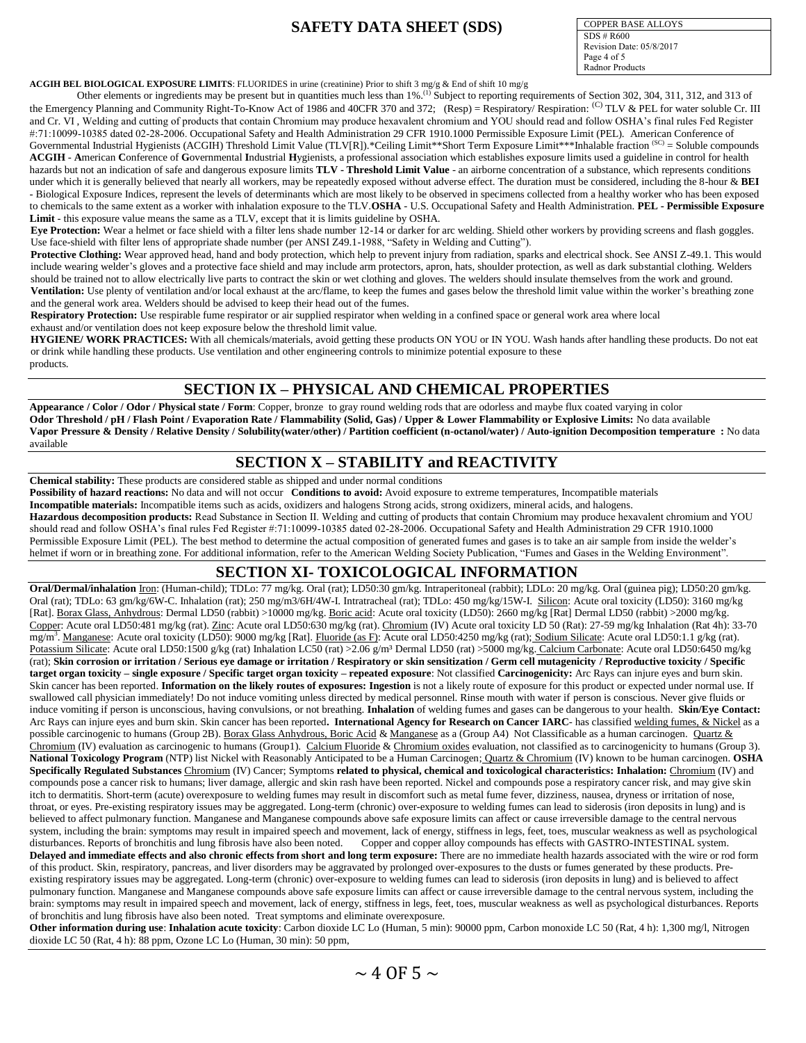**ACGIH BEL BIOLOGICAL EXPOSURE LIMITS**: FLUORIDES in urine (creatinine) Prior to shift 3 mg/g & End of shift 10 mg/g

Other elements or ingredients may be present but in quantities much less than 1%.[(1)] Subject to reporting requirements of Section 302, 304, 311, 312, and 313 of the Emergency Planning and Community Right-To-Know Act of 1986 and 40CFR 370 and 372; (Resp) = Respiratory/ Respiration: [(C)] TLV & PEL for water soluble Cr. III and Cr. VI , Welding and cutting of products that contain Chromium may produce hexavalent chromium and YOU should read and follow OSHA's final rules Fed Register #:71:10099-10385 dated 02-28-2006. Occupational Safety and Health Administration 29 CFR 1910.1000 Permissible Exposure Limit (PEL). American Conference of Governmental Industrial Hygienists (ACGIH) Threshold Limit Value (TLV[R]).*Ceiling Limit**Short Term Exposure Limit***Inhalable fraction [(SC)] = Soluble compounds **ACGIH - A**merican **C**onference of **G**overnmental **I**ndustrial **H**ygienists, a professional association which establishes exposure limits used a guideline in control for health hazards but not an indication of safe and dangerous exposure limits **TLV - Threshold Limit Value** - an airborne concentration of a substance, which represents conditions under which it is generally believed that nearly all workers, may be repeatedly exposed without adverse effect. The duration must be considered, including the 8-hour & **BEI** - Biological Exposure Indices, represent the levels of determinants which are most likely to be observed in specimens collected from a healthy worker who has been exposed to chemicals to the same extent as a worker with inhalation exposure to the TLV.**OSHA** - U.S. Occupational Safety and Health Administration. **PEL - Permissible Exposure Limit** - this exposure value means the same as a TLV, except that it is limits guideline by OSHA.

**Eye Protection:** Wear a helmet or face shield with a filter lens shade number 12-14 or darker for arc welding. Shield other workers by providing screens and flash goggles. Use face-shield with filter lens of appropriate shade number (per ANSI Z49.1-1988, "Safety in Welding and Cutting").

**Protective Clothing:** Wear approved head, hand and body protection, which help to prevent injury from radiation, sparks and electrical shock. See ANSI Z-49.1. This would include wearing welder's gloves and a protective face shield and may include arm protectors, apron, hats, shoulder protection, as well as dark substantial clothing. Welders should be trained not to allow electrically live parts to contract the skin or wet clothing and gloves. The welders should insulate themselves from the work and ground.

**Ventilation:** Use plenty of ventilation and/or local exhaust at the arc/flame, to keep the fumes and gases below the threshold limit value within the worker's breathing zone and the general work area. Welders should be advised to keep their head out of the fumes.

**Respiratory Protection:** Use respirable fume respirator or air supplied respirator when welding in a confined space or general work area where local exhaust and/or ventilation does not keep exposure below the threshold limit value.

**HYGIENE/ WORK PRACTICES:** With all chemicals/materials, avoid getting these products ON YOU or IN YOU. Wash hands after handling these products. Do not eat or drink while handling these products. Use ventilation and other engineering controls to minimize potential exposure to these products.

## SECTION IX – PHYSICAL AND CHEMICAL PROPERTIES

**Appearance / Color / Odor / Physical state / Form**: Copper, bronze to gray round welding rods that are odorless and maybe flux coated varying in color

**Odor Threshold / pH / Flash Point / Evaporation Rate / Flammability (Solid, Gas) / Upper & Lower Flammability or Explosive Limits:** No data available

**Vapor Pressure & Density / Relative Density / Solubility(water/other) / Partition coefficient (n-octanol/water) / Auto-ignition Decomposition temperature :** No data available

## SECTION X – STABILITY and REACTIVITY

**Chemical stability:** These products are considered stable as shipped and under normal conditions

**Possibility of hazard reactions:** No data and will not occur **Conditions to avoid:** Avoid exposure to extreme temperatures, Incompatible materials

**Incompatible materials:** Incompatible items such as acids, oxidizers and halogens Strong acids, strong oxidizers, mineral acids, and halogens.

**Hazardous decomposition products:** Read Substance in Section II. Welding and cutting of products that contain Chromium may produce hexavalent chromium and YOU should read and follow OSHA's final rules Fed Register #:71:10099-10385 dated 02-28-2006. Occupational Safety and Health Administration 29 CFR 1910.1000 Permissible Exposure Limit (PEL). The best method to determine the actual composition of generated fumes and gases is to take an air sample from inside the welder's helmet if worn or in breathing zone. For additional information, refer to the American Welding Society Publication, "Fumes and Gases in the Welding Environment".

## SECTION XI- TOXICOLOGICAL INFORMATION

**Oral/Dermal/inhalation** Iron: (Human-child); TDLo: 77 mg/kg. Oral (rat); LD50:30 gm/kg. Intraperitoneal (rabbit); LDLo: 20 mg/kg. Oral (guinea pig); LD50:20 gm/kg. Oral (rat); TDLo: 63 gm/kg/6W-C. Inhalation (rat); 250 mg/m3/6H/4W-I. Intratracheal (rat); TDLo: 450 mg/kg/15W-I. Silicon: Acute oral toxicity (LD50): 3160 mg/kg [Rat]. Borax Glass, Anhydrous: Dermal LD50 (rabbit) >10000 mg/kg. Boric acid: Acute oral toxicity (LD50): 2660 mg/kg [Rat] Dermal LD50 (rabbit) >2000 mg/kg. Copper: Acute oral LD50:481 mg/kg (rat). Zinc: Acute oral LD50:630 mg/kg (rat). Chromium (IV) Acute oral toxicity LD 50 (Rat): 27-59 mg/kg Inhalation (Rat 4h): 33-70 $mg/m^3$. Manganese: Acute oral toxicity (LD50): 9000 mg/kg [Rat]. Fluoride (as F): Acute oral LD50:4250 mg/kg (rat); Sodium Silicate: Acute oral LD50:1.1 g/kg (rat). Potassium Silicate: Acute oral LD50:1500 g/kg (rat) Inhalation LC50 (rat) >2.06 $g/m^3$ Dermal LD50 (rat) >5000 mg/kg. Calcium Carbonate: Acute oral LD50:6450 mg/kg (rat); **Skin corrosion or irritation / Serious eye damage or irritation / Respiratory or skin sensitization / Germ cell mutagenicity / Reproductive toxicity / Specific target organ toxicity – single exposure / Specific target organ toxicity – repeated exposure**: Not classified **Carcinogenicity:** Arc Rays can injure eyes and burn skin. Skin cancer has been reported. **Information on the likely routes of exposures: Ingestion** is not a likely route of exposure for this product or expected under normal use. If swallowed call physician immediately! Do not induce vomiting unless directed by medical personnel. Rinse mouth with water if person is conscious. Never give fluids or induce vomiting if person is unconscious, having convulsions, or not breathing. **Inhalation** of welding fumes and gases can be dangerous to your health. **Skin/Eye Contact:** Arc Rays can injure eyes and burn skin. Skin cancer has been reported**. International Agency for Research on Cancer IARC**- has classified welding fumes, & Nickel as a possible carcinogenic to humans (Group 2B). Borax Glass Anhydrous, Boric Acid & Manganese as a (Group A4) Not Classifiable as a human carcinogen. Quartz & Chromium (IV) evaluation as carcinogenic to humans (Group1). Calcium Fluoride & Chromium oxides evaluation, not classified as to carcinogenicity to humans (Group 3). **National Toxicology Program** (NTP) list Nickel with Reasonably Anticipated to be a Human Carcinogen; Quartz & Chromium (IV) known to be human carcinogen. **OSHA Specifically Regulated Substances** Chromium (IV) Cancer; Symptoms **related to physical, chemical and toxicological characteristics: Inhalation:** Chromium (IV) and compounds pose a cancer risk to humans; liver damage, allergic and skin rash have been reported. Nickel and compounds pose a respiratory cancer risk, and may give skin itch to dermatitis. Short-term (acute) overexposure to welding fumes may result in discomfort such as metal fume fever, dizziness, nausea, dryness or irritation of nose, throat, or eyes. Pre-existing respiratory issues may be aggregated. Long-term (chronic) over-exposure to welding fumes can lead to siderosis (iron deposits in lung) and is believed to affect pulmonary function. Manganese and Manganese compounds above safe exposure limits can affect or cause irreversible damage to the central nervous system, including the brain: symptoms may result in impaired speech and movement, lack of energy, stiffness in legs, feet, toes, muscular weakness as well as psychological disturbances. Reports of bronchitis and lung fibrosis have also been noted. Copper and copper alloy compounds has effects with GASTRO-INTESTINAL system.

**Delayed and immediate effects and also chronic effects from short and long term exposure:** There are no immediate health hazards associated with the wire or rod form of this product. Skin, respiratory, pancreas, and liver disorders may be aggravated by prolonged over-exposures to the dusts or fumes generated by these products. Pre-existing respiratory issues may be aggregated. Long-term (chronic) over-exposure to welding fumes can lead to siderosis (iron deposits in lung) and is believed to affect pulmonary function. Manganese and Manganese compounds above safe exposure limits can affect or cause irreversible damage to the central nervous system, including the brain: symptoms may result in impaired speech and movement, lack of energy, stiffness in legs, feet, toes, muscular weakness as well as psychological disturbances. Reports of bronchitis and lung fibrosis have also been noted. Treat symptoms and eliminate overexposure.

**Other information during use**: **Inhalation acute toxicity**: Carbon dioxide LC Lo (Human, 5 min): 90000 ppm, Carbon monoxide LC 50 (Rat, 4 h): 1,300 mg/l, Nitrogen dioxide LC 50 (Rat, 4 h): 88 ppm, Ozone LC Lo (Human, 30 min): 50 ppm,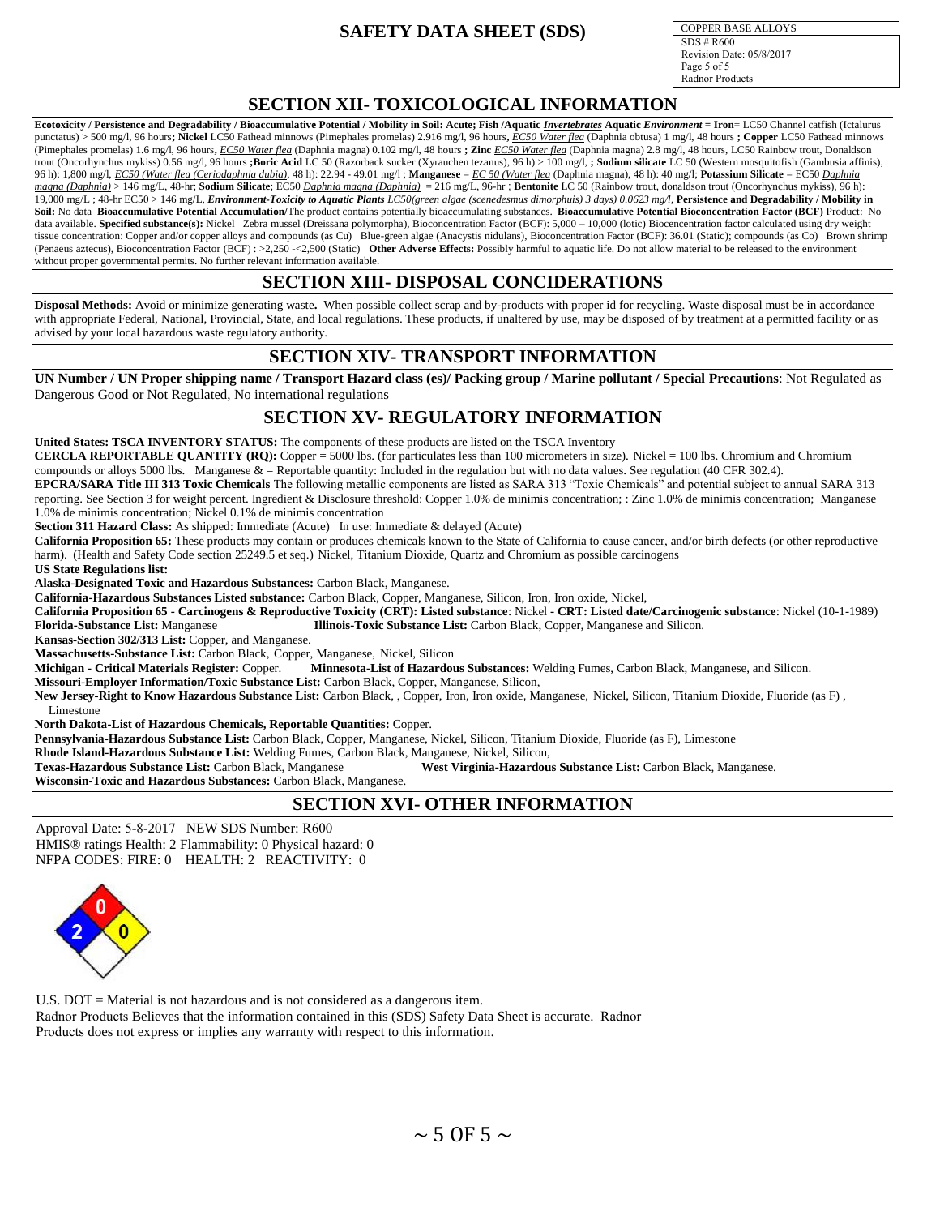## SECTION XII- TOXICOLOGICAL INFORMATION

**Ecotoxicity / Persistence and Degradability / Bioaccumulative Potential / Mobility in Soil: Acute; Fish /Aquatic *Invertebrates* Aquatic *Environment* = Iron**= LC50 Channel catfish (Ictalurus punctatus) > 500 mg/l, 96 hours**; Nickel** LC50 Fathead minnows (Pimephales promelas) 2.916 mg/l, 96 hours**,** *EC50 Water flea* (Daphnia obtusa) 1 mg/l, 48 hours **; Copper** LC50 Fathead minnows (Pimephales promelas) 1.6 mg/l, 96 hours**,** *EC50 Water flea* (Daphnia magna) 0.102 mg/l, 48 hours **; Zinc** *EC50 Water flea* (Daphnia magna) 2.8 mg/l, 48 hours, LC50 Rainbow trout, Donaldson trout (Oncorhynchus mykiss) 0.56 mg/l, 96 hours **;Boric Acid** LC 50 (Razorback sucker (Xyrauchen tezanus), 96 h) > 100 mg/l, **; Sodium silicate** LC 50 (Western mosquitofish (Gambusia affinis), 96 h): 1,800 mg/l, *EC50 (Water flea (Ceriodaphnia dubia)*, 48 h): 22.94 - 49.01 mg/l ; **Manganese** = *EC 50 (Water flea* (Daphnia magna), 48 h): 40 mg/l; **Potassium Silicate** = EC50 *Daphnia magna (Daphnia)* > 146 mg/L, 48-hr; **Sodium Silicate**; EC50 *Daphnia magna (Daphnia)* = 216 mg/L, 96-hr ; **Bentonite** LC 50 (Rainbow trout, donaldson trout (Oncorhynchus mykiss), 96 h): 19,000 mg/L ; 48-hr EC50 > 146 mg/L, ***Environment-Toxicity to Aquatic Plants*** *LC50(green algae (scenedesmus dimorphuis) 3 days) 0.0623 mg/l*, **Persistence and Degradability / Mobility in Soil:** No data **Bioaccumulative Potential Accumulation/**The product contains potentially bioaccumulating substances. **Bioaccumulative Potential Bioconcentration Factor (BCF)** Product: No data available. **Specified substance(s):** Nickel Zebra mussel (Dreissana polymorpha), Bioconcentration Factor (BCF): 5,000 – 10,000 (lotic) Biocencentration factor calculated using dry weight tissue concentration: Copper and/or copper alloys and compounds (as Cu) Blue-green algae (Anacystis nidulans), Bioconcentration Factor (BCF): 36.01 (Static); compounds (as Co) Brown shrimp (Penaeus aztecus), Bioconcentration Factor (BCF) : >2,250 -<2,500 (Static) **Other Adverse Effects:** Possibly harmful to aquatic life. Do not allow material to be released to the environment without proper governmental permits. No further relevant information available.

## SECTION XIII- DISPOSAL CONCIDERATIONS

**Disposal Methods:** Avoid or minimize generating waste**.** When possible collect scrap and by-products with proper id for recycling. Waste disposal must be in accordance with appropriate Federal, National, Provincial, State, and local regulations. These products, if unaltered by use, may be disposed of by treatment at a permitted facility or as advised by your local hazardous waste regulatory authority.

## SECTION XIV- TRANSPORT INFORMATION

**UN Number / UN Proper shipping name / Transport Hazard class (es)/ Packing group / Marine pollutant / Special Precautions**: Not Regulated as Dangerous Good or Not Regulated, No international regulations

## SECTION XV- REGULATORY INFORMATION

**United States: TSCA INVENTORY STATUS:** The components of these products are listed on the TSCA Inventory

**CERCLA REPORTABLE QUANTITY (RQ):** Copper = 5000 lbs. (for particulates less than 100 micrometers in size). Nickel = 100 lbs. Chromium and Chromium compounds or alloys 5000 lbs. Manganese & = Reportable quantity: Included in the regulation but with no data values. See regulation (40 CFR 302.4).

**EPCRA/SARA Title III 313 Toxic Chemicals** The following metallic components are listed as SARA 313 "Toxic Chemicals" and potential subject to annual SARA 313 reporting. See Section 3 for weight percent. Ingredient & Disclosure threshold: Copper 1.0% de minimis concentration; : Zinc 1.0% de minimis concentration; Manganese 1.0% de minimis concentration; Nickel 0.1% de minimis concentration

**Section 311 Hazard Class:** As shipped: Immediate (Acute) In use: Immediate & delayed (Acute)

**California Proposition 65:** These products may contain or produces chemicals known to the State of California to cause cancer, and/or birth defects (or other reproductive harm). (Health and Safety Code section 25249.5 et seq.) Nickel, Titanium Dioxide, Quartz and Chromium as possible carcinogens

**US State Regulations list:**

**Alaska-Designated Toxic and Hazardous Substances:** Carbon Black, Manganese.

**California-Hazardous Substances Listed substance:** Carbon Black, Copper, Manganese, Silicon, Iron, Iron oxide, Nickel,

**California Proposition 65 - Carcinogens & Reproductive Toxicity (CRT): Listed substance**: Nickel - **CRT: Listed date/Carcinogenic substance**: Nickel (10-1-1989)

**Florida-Substance List:** Manganese **Illinois-Toxic Substance List:** Carbon Black, Copper, Manganese and Silicon.

**Kansas-Section 302/313 List:** Copper, and Manganese.

**Massachusetts-Substance List:** Carbon Black, Copper, Manganese, Nickel, Silicon

**Michigan - Critical Materials Register:** Copper. **Minnesota-List of Hazardous Substances:** Welding Fumes, Carbon Black, Manganese, and Silicon.

**Missouri-Employer Information/Toxic Substance List:** Carbon Black, Copper, Manganese, Silicon,

**New Jersey-Right to Know Hazardous Substance List:** Carbon Black, , Copper, Iron, Iron oxide, Manganese, Nickel, Silicon, Titanium Dioxide, Fluoride (as F) , Limestone

**North Dakota-List of Hazardous Chemicals, Reportable Quantities:** Copper.

**Pennsylvania-Hazardous Substance List:** Carbon Black, Copper, Manganese, Nickel, Silicon, Titanium Dioxide, Fluoride (as F), Limestone

**Rhode Island-Hazardous Substance List:** Welding Fumes, Carbon Black, Manganese, Nickel, Silicon,

**Texas-Hazardous Substance List:** Carbon Black, Manganese **West Virginia-Hazardous Substance List:** Carbon Black, Manganese.

**Wisconsin-Toxic and Hazardous Substances:** Carbon Black, Manganese.

## SECTION XVI- OTHER INFORMATION

Approval Date: 5-8-2017 NEW SDS Number: R600

HMIS® ratings Health: 2 Flammability: 0 Physical hazard: 0

NFPA CODES: FIRE: 0 HEALTH: 2 REACTIVITY: 0

0
2 0

U.S. DOT = Material is not hazardous and is not considered as a dangerous item.

Radnor Products Believes that the information contained in this (SDS) Safety Data Sheet is accurate. Radnor Products does not express or implies any warranty with respect to this information.